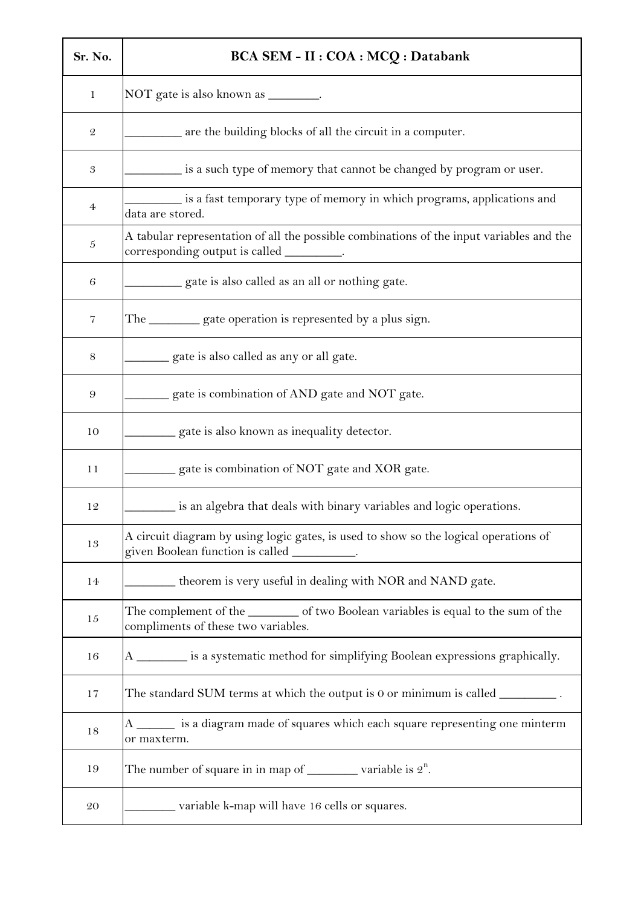| Sr. No. | BCA SEM - II : COA : MCQ : Databank |
|---|---|
| 1 | NOT gate is also known as ________. |
| 2 | _________ are the building blocks of all the circuit in a computer. |
| 3 | _________ is a such type of memory that cannot be changed by program or user. |
| 4 | _________ is a fast temporary type of memory in which programs, applications and data are stored. |
| 5 | A tabular representation of all the possible combinations of the input variables and the corresponding output is called _________. |
| 6 | _________ gate is also called as an all or nothing gate. |
| 7 | The ________ gate operation is represented by a plus sign. |
| 8 | _______ gate is also called as any or all gate. |
| 9 | _______ gate is combination of AND gate and NOT gate. |
| 10 | ________ gate is also known as inequality detector. |
| 11 | ________ gate is combination of NOT gate and XOR gate. |
| 12 | ________ is an algebra that deals with binary variables and logic operations. |
| 13 | A circuit diagram by using logic gates, is used to show so the logical operations of given Boolean function is called __________. |
| 14 | ________ theorem is very useful in dealing with NOR and NAND gate. |
| 15 | The complement of the ________ of two Boolean variables is equal to the sum of the compliments of these two variables. |
| 16 | A ________ is a systematic method for simplifying Boolean expressions graphically. |
| 17 | The standard SUM terms at which the output is 0 or minimum is called _________ . |
| 18 | A ______ is a diagram made of squares which each square representing one minterm or maxterm. |
| 19 | The number of square in in map of ________ variable is $2^n$. |
| 20 | ________ variable k-map will have 16 cells or squares. |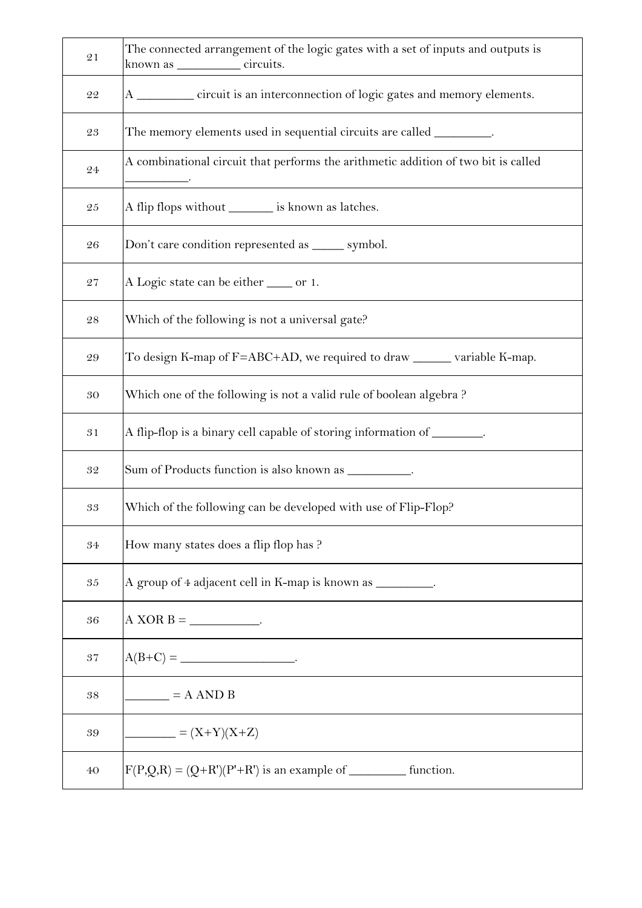| | |
|---|---|
| 21 | The connected arrangement of the logic gates with a set of inputs and outputs is known as __________ circuits. |
| 22 | A _________ circuit is an interconnection of logic gates and memory elements. |
| 23 | The memory elements used in sequential circuits are called _________. |
| 24 | A combinational circuit that performs the arithmetic addition of two bit is called __________. |
| 25 | A flip flops without _______ is known as latches. |
| 26 | Don't care condition represented as _____ symbol. |
| 27 | A Logic state can be either ____ or 1. |
| 28 | Which of the following is not a universal gate? |
| 29 | To design K-map of F=ABC+AD, we required to draw ______ variable K-map. |
| 30 | Which one of the following is not a valid rule of boolean algebra ? |
| 31 | A flip-flop is a binary cell capable of storing information of ________. |
| 32 | Sum of Products function is also known as __________. |
| 33 | Which of the following can be developed with use of Flip-Flop? |
| 34 | How many states does a flip flop has ? |
| 35 | A group of 4 adjacent cell in K-map is known as _________. |
| 36 | A XOR B = ___________. |
| 37 | A(B+C) = __________________. |
| 38 | _______ = A AND B |
| 39 | ________ = (X+Y)(X+Z) |
| 40 | F(P,Q,R) = (Q+R')(P'+R') is an example of _________ function. |